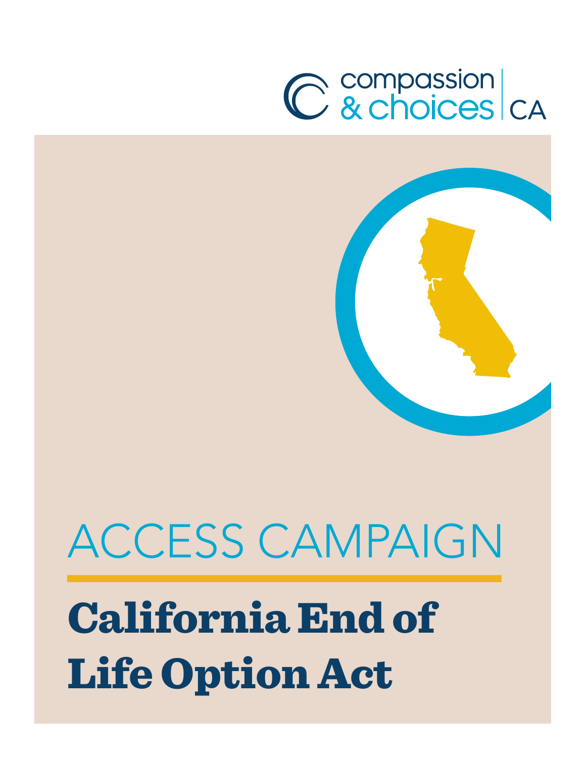compassion & choices | CA

# ACCESS CAMPAIGN

## California End of Life Option Act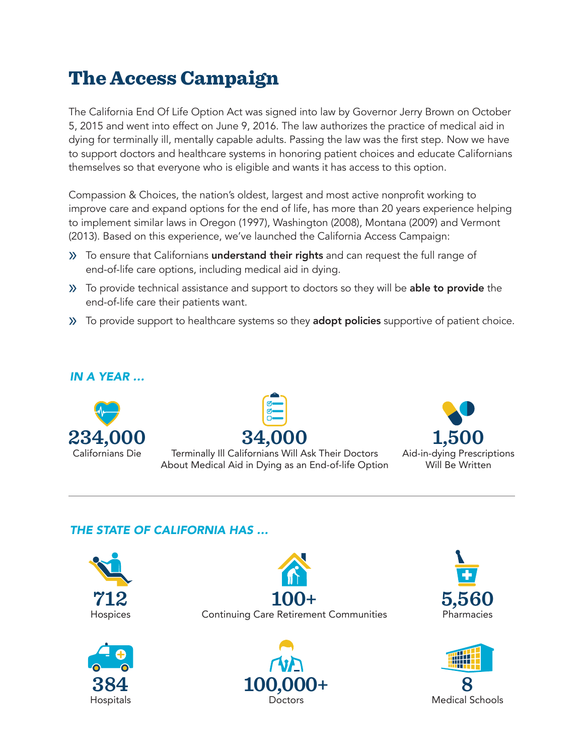# The Access Campaign

The California End Of Life Option Act was signed into law by Governor Jerry Brown on October 5, 2015 and went into effect on June 9, 2016. The law authorizes the practice of medical aid in dying for terminally ill, mentally capable adults. Passing the law was the first step. Now we have to support doctors and healthcare systems in honoring patient choices and educate Californians themselves so that everyone who is eligible and wants it has access to this option.

Compassion & Choices, the nation's oldest, largest and most active nonprofit working to improve care and expand options for the end of life, has more than 20 years experience helping to implement similar laws in Oregon (1997), Washington (2008), Montana (2009) and Vermont (2013). Based on this experience, we've launched the California Access Campaign:

- To ensure that Californians **understand their rights** and can request the full range of end-of-life care options, including medical aid in dying.
- To provide technical assistance and support to doctors so they will be **able to provide** the end-of-life care their patients want.
- To provide support to healthcare systems so they **adopt policies** supportive of patient choice.

*IN A YEAR ...*

**234,000**
Californians Die

**34,000**
Terminally Ill Californians Will Ask Their Doctors About Medical Aid in Dying as an End-of-life Option

**1,500**
Aid-in-dying Prescriptions Will Be Written

---

*THE STATE OF CALIFORNIA HAS ...*

**712**
Hospices

**100+**
Continuing Care Retirement Communities

**5,560**
Pharmacies

**384**
Hospitals

**100,000+**
Doctors

**8**
Medical Schools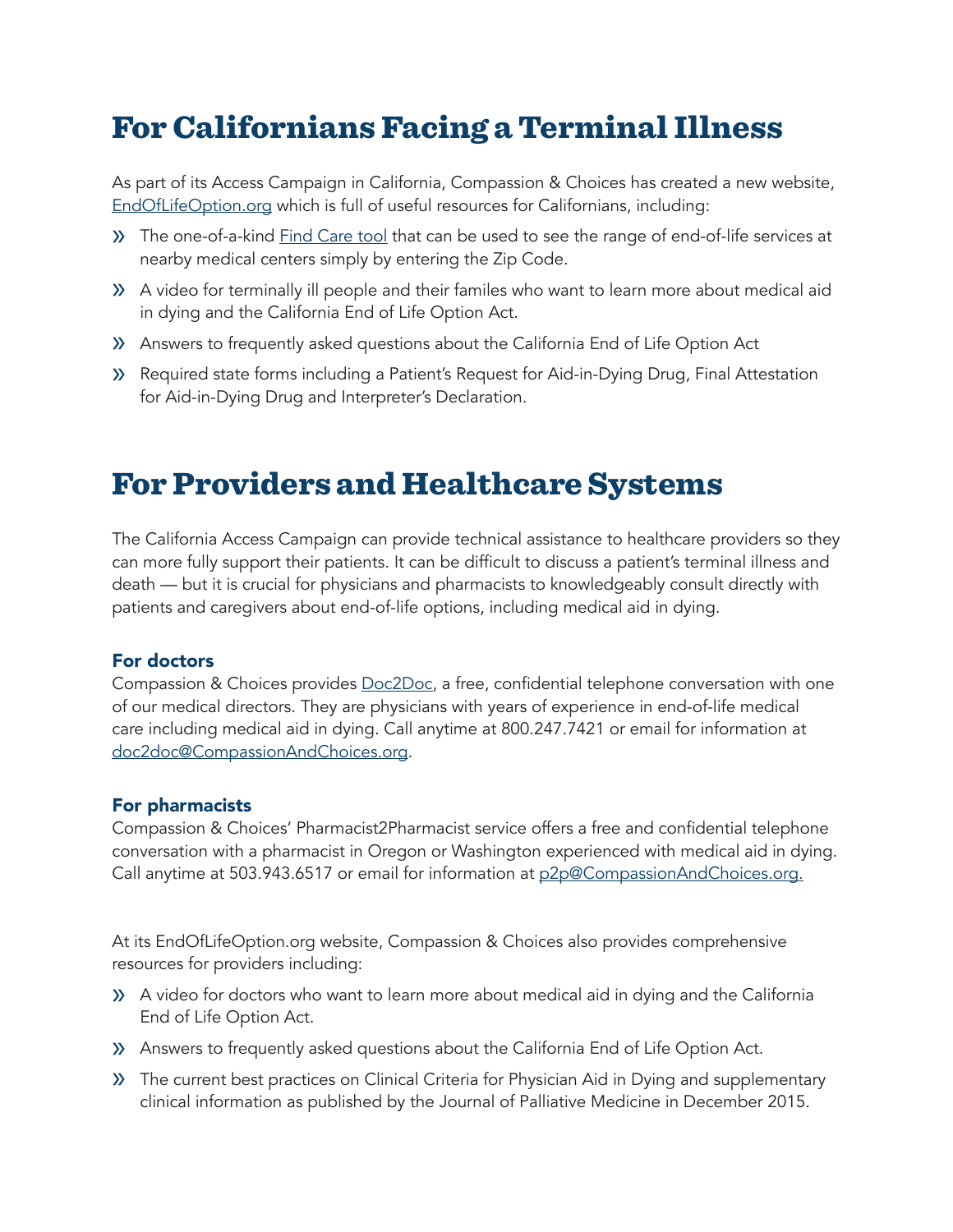# For Californians Facing a Terminal Illness

As part of its Access Campaign in California, Compassion & Choices has created a new website, [EndOfLifeOption.org](EndOfLifeOption.org) which is full of useful resources for Californians, including:

- The one-of-a-kind [Find Care tool](Find Care tool) that can be used to see the range of end-of-life services at nearby medical centers simply by entering the Zip Code.
- A video for terminally ill people and their familes who want to learn more about medical aid in dying and the California End of Life Option Act.
- Answers to frequently asked questions about the California End of Life Option Act
- Required state forms including a Patient's Request for Aid-in-Dying Drug, Final Attestation for Aid-in-Dying Drug and Interpreter's Declaration.

# For Providers and Healthcare Systems

The California Access Campaign can provide technical assistance to healthcare providers so they can more fully support their patients. It can be difficult to discuss a patient's terminal illness and death — but it is crucial for physicians and pharmacists to knowledgeably consult directly with patients and caregivers about end-of-life options, including medical aid in dying.

### For doctors

Compassion & Choices provides [Doc2Doc](Doc2Doc), a free, confidential telephone conversation with one of our medical directors. They are physicians with years of experience in end-of-life medical care including medical aid in dying. Call anytime at 800.247.7421 or email for information at [doc2doc@CompassionAndChoices.org](mailto:doc2doc@CompassionAndChoices.org).

### For pharmacists

Compassion & Choices' Pharmacist2Pharmacist service offers a free and confidential telephone conversation with a pharmacist in Oregon or Washington experienced with medical aid in dying. Call anytime at 503.943.6517 or email for information at [p2p@CompassionAndChoices.org.](mailto:p2p@CompassionAndChoices.org)

At its EndOfLifeOption.org website, Compassion & Choices also provides comprehensive resources for providers including:

- A video for doctors who want to learn more about medical aid in dying and the California End of Life Option Act.
- Answers to frequently asked questions about the California End of Life Option Act.
- The current best practices on Clinical Criteria for Physician Aid in Dying and supplementary clinical information as published by the Journal of Palliative Medicine in December 2015.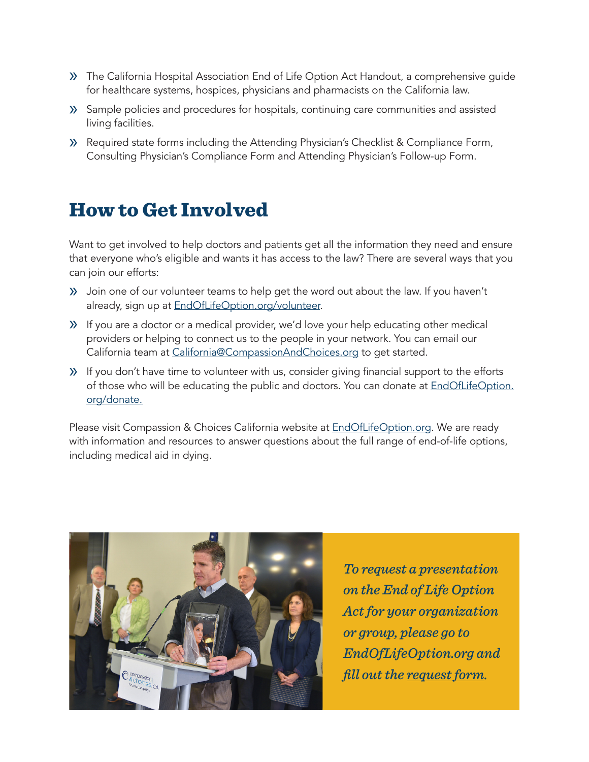- The California Hospital Association End of Life Option Act Handout, a comprehensive guide for healthcare systems, hospices, physicians and pharmacists on the California law.
- Sample policies and procedures for hospitals, continuing care communities and assisted living facilities.
- Required state forms including the Attending Physician's Checklist & Compliance Form, Consulting Physician's Compliance Form and Attending Physician's Follow-up Form.

## How to Get Involved

Want to get involved to help doctors and patients get all the information they need and ensure that everyone who's eligible and wants it has access to the law? There are several ways that you can join our efforts:

- Join one of our volunteer teams to help get the word out about the law. If you haven't already, sign up at EndOfLifeOption.org/volunteer.
- If you are a doctor or a medical provider, we'd love your help educating other medical providers or helping to connect us to the people in your network. You can email our California team at California@CompassionAndChoices.org to get started.
- If you don't have time to volunteer with us, consider giving financial support to the efforts of those who will be educating the public and doctors. You can donate at EndOfLifeOption.org/donate.

Please visit Compassion & Choices California website at EndOfLifeOption.org. We are ready with information and resources to answer questions about the full range of end-of-life options, including medical aid in dying.

*To request a presentation on the End of Life Option Act for your organization or group, please go to EndOfLifeOption.org and fill out the request form.*